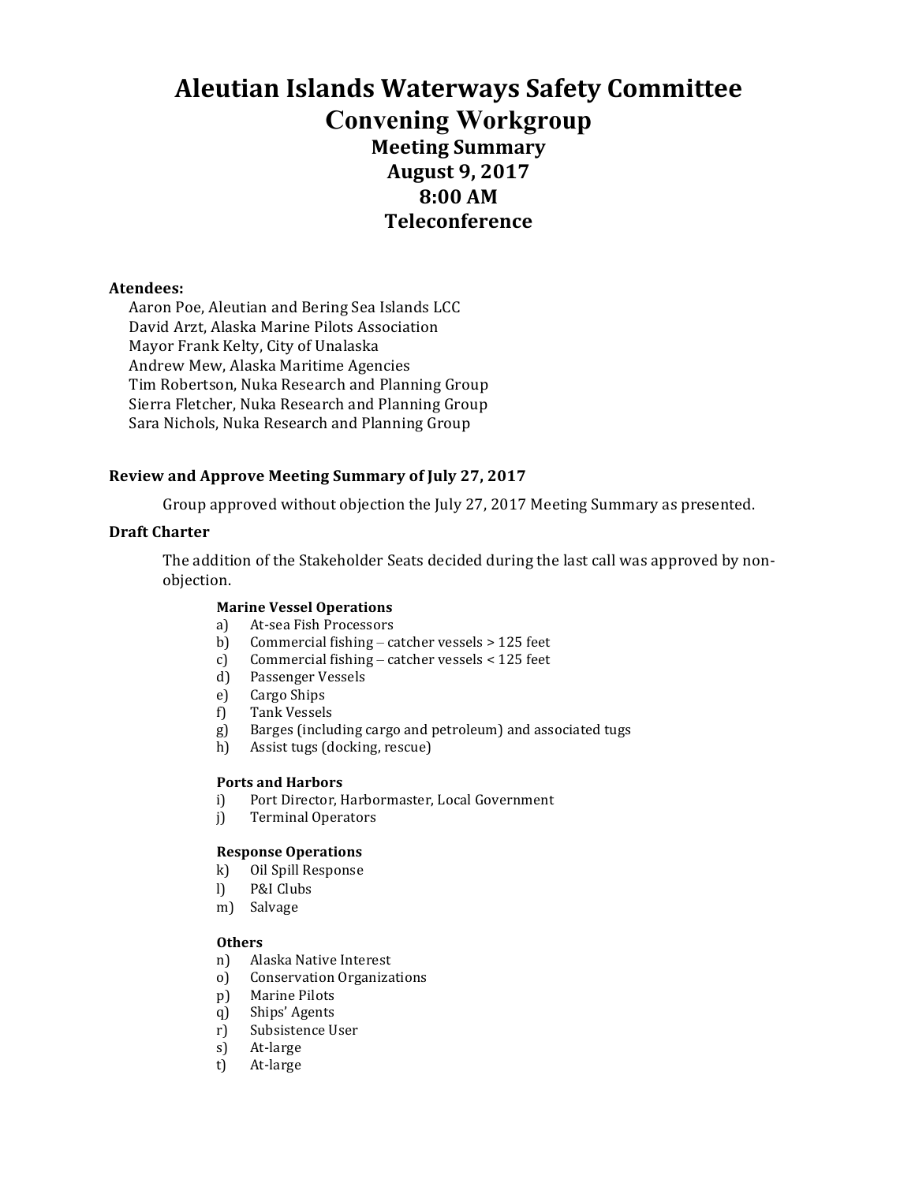# Aleutian Islands Waterways Safety Committee
# Convening Workgroup
## Meeting Summary
## August 9, 2017
## 8:00 AM
## Teleconference

**Atendees:**

Aaron Poe, Aleutian and Bering Sea Islands LCC
David Arzt, Alaska Marine Pilots Association
Mayor Frank Kelty, City of Unalaska
Andrew Mew, Alaska Maritime Agencies
Tim Robertson, Nuka Research and Planning Group
Sierra Fletcher, Nuka Research and Planning Group
Sara Nichols, Nuka Research and Planning Group

**Review and Approve Meeting Summary of July 27, 2017**

Group approved without objection the July 27, 2017 Meeting Summary as presented.

**Draft Charter**

The addition of the Stakeholder Seats decided during the last call was approved by non-objection.

**Marine Vessel Operations**

a) At-sea Fish Processors
b) Commercial fishing – catcher vessels > 125 feet
c) Commercial fishing – catcher vessels < 125 feet
d) Passenger Vessels
e) Cargo Ships
f) Tank Vessels
g) Barges (including cargo and petroleum) and associated tugs
h) Assist tugs (docking, rescue)

**Ports and Harbors**

i) Port Director, Harbormaster, Local Government
j) Terminal Operators

**Response Operations**

k) Oil Spill Response
l) P&I Clubs
m) Salvage

**Others**

n) Alaska Native Interest
o) Conservation Organizations
p) Marine Pilots
q) Ships' Agents
r) Subsistence User
s) At-large
t) At-large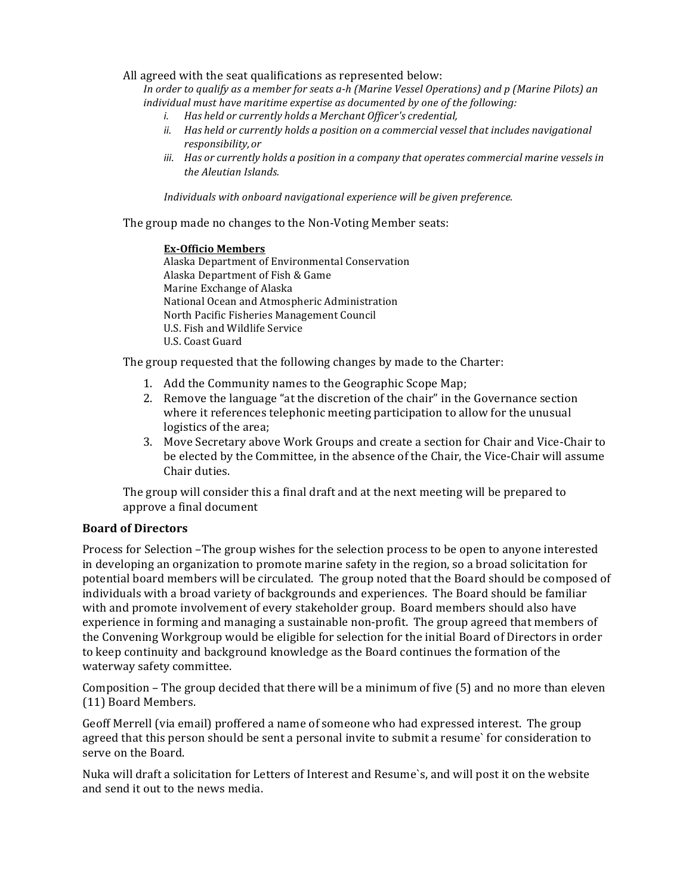All agreed with the seat qualifications as represented below:

*In order to qualify as a member for seats a-h (Marine Vessel Operations) and p (Marine Pilots) an individual must have maritime expertise as documented by one of the following:*

- *i. Has held or currently holds a Merchant Officer's credential,*
- *ii. Has held or currently holds a position on a commercial vessel that includes navigational responsibility, or*
- *iii. Has or currently holds a position in a company that operates commercial marine vessels in the Aleutian Islands.*

*Individuals with onboard navigational experience will be given preference.*

The group made no changes to the Non-Voting Member seats:

**Ex-Officio Members**

Alaska Department of Environmental Conservation
Alaska Department of Fish & Game
Marine Exchange of Alaska
National Ocean and Atmospheric Administration
North Pacific Fisheries Management Council
U.S. Fish and Wildlife Service
U.S. Coast Guard

The group requested that the following changes by made to the Charter:

1. Add the Community names to the Geographic Scope Map;
2. Remove the language "at the discretion of the chair" in the Governance section where it references telephonic meeting participation to allow for the unusual logistics of the area;
3. Move Secretary above Work Groups and create a section for Chair and Vice-Chair to be elected by the Committee, in the absence of the Chair, the Vice-Chair will assume Chair duties.

The group will consider this a final draft and at the next meeting will be prepared to approve a final document

## Board of Directors

Process for Selection –The group wishes for the selection process to be open to anyone interested in developing an organization to promote marine safety in the region, so a broad solicitation for potential board members will be circulated. The group noted that the Board should be composed of individuals with a broad variety of backgrounds and experiences. The Board should be familiar with and promote involvement of every stakeholder group. Board members should also have experience in forming and managing a sustainable non-profit. The group agreed that members of the Convening Workgroup would be eligible for selection for the initial Board of Directors in order to keep continuity and background knowledge as the Board continues the formation of the waterway safety committee.

Composition – The group decided that there will be a minimum of five (5) and no more than eleven (11) Board Members.

Geoff Merrell (via email) proffered a name of someone who had expressed interest. The group agreed that this person should be sent a personal invite to submit a resume` for consideration to serve on the Board.

Nuka will draft a solicitation for Letters of Interest and Resume`s, and will post it on the website and send it out to the news media.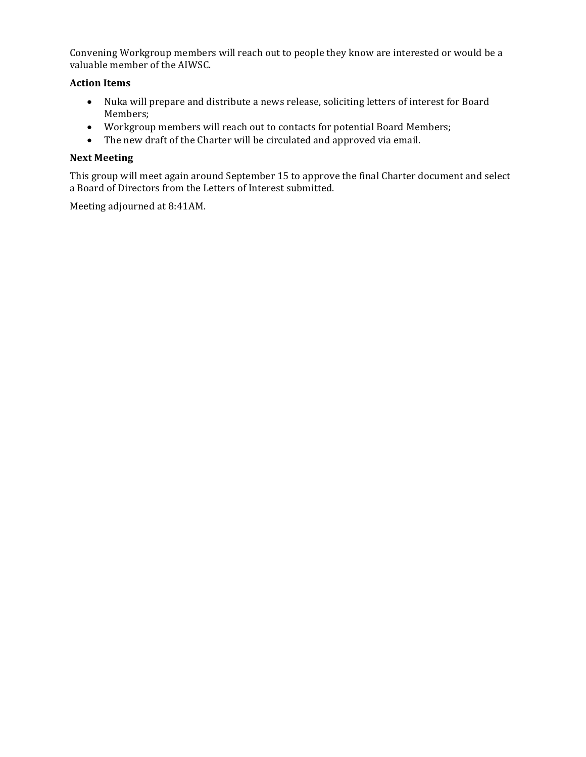Convening Workgroup members will reach out to people they know are interested or would be a valuable member of the AIWSC.

**Action Items**

- Nuka will prepare and distribute a news release, soliciting letters of interest for Board Members;
- Workgroup members will reach out to contacts for potential Board Members;
- The new draft of the Charter will be circulated and approved via email.

**Next Meeting**

This group will meet again around September 15 to approve the final Charter document and select a Board of Directors from the Letters of Interest submitted.

Meeting adjourned at 8:41AM.